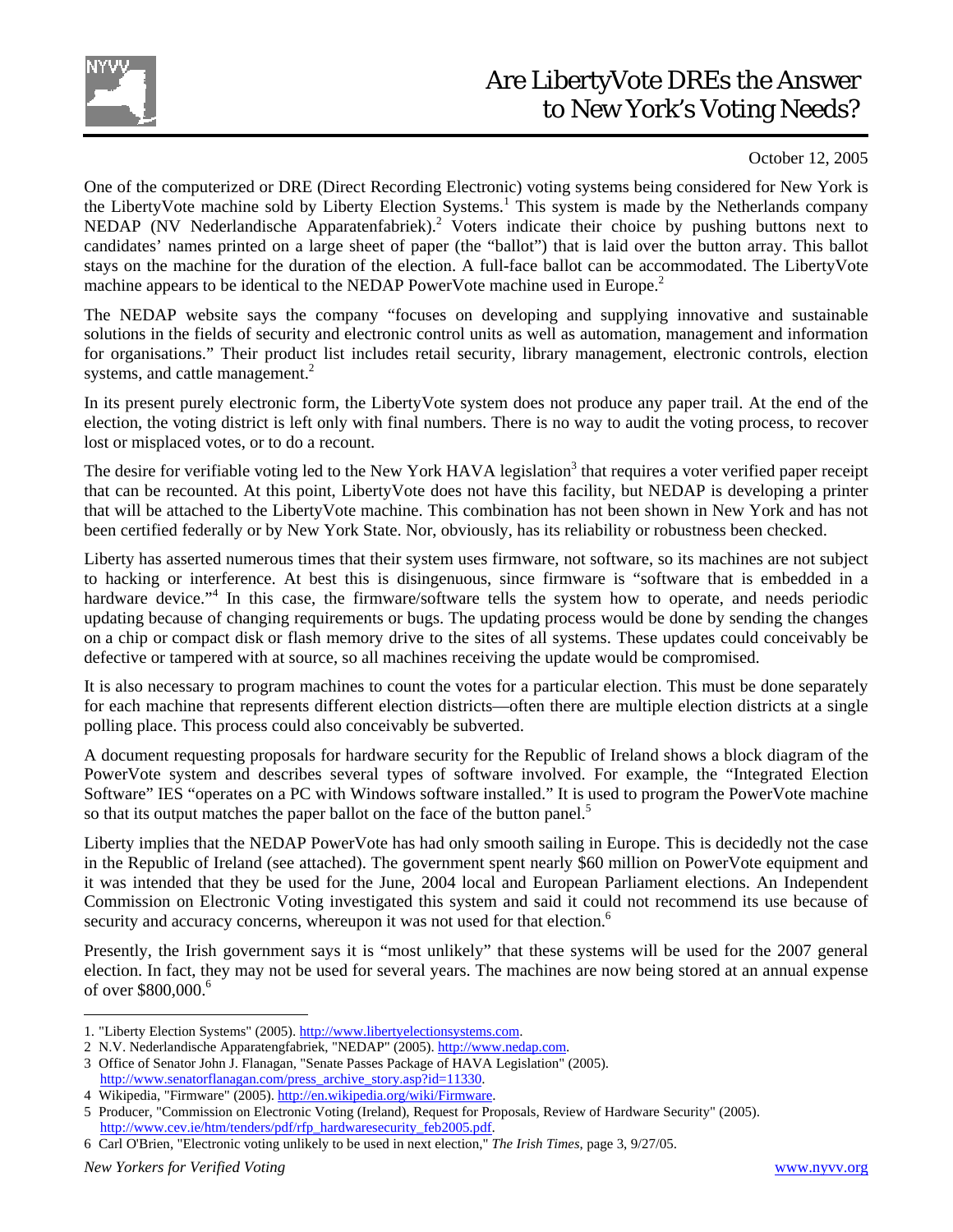# Are LibertyVote DREs the Answer to New York's Voting Needs?

October 12, 2005

One of the computerized or DRE (Direct Recording Electronic) voting systems being considered for New York is the LibertyVote machine sold by Liberty Election Systems.[1] This system is made by the Netherlands company NEDAP (NV Nederlandische Apparatenfabriek).[2] Voters indicate their choice by pushing buttons next to candidates' names printed on a large sheet of paper (the "ballot") that is laid over the button array. This ballot stays on the machine for the duration of the election. A full-face ballot can be accommodated. The LibertyVote machine appears to be identical to the NEDAP PowerVote machine used in Europe.[2]

The NEDAP website says the company "focuses on developing and supplying innovative and sustainable solutions in the fields of security and electronic control units as well as automation, management and information for organisations." Their product list includes retail security, library management, electronic controls, election systems, and cattle management.[2]

In its present purely electronic form, the LibertyVote system does not produce any paper trail. At the end of the election, the voting district is left only with final numbers. There is no way to audit the voting process, to recover lost or misplaced votes, or to do a recount.

The desire for verifiable voting led to the New York HAVA legislation[3] that requires a voter verified paper receipt that can be recounted. At this point, LibertyVote does not have this facility, but NEDAP is developing a printer that will be attached to the LibertyVote machine. This combination has not been shown in New York and has not been certified federally or by New York State. Nor, obviously, has its reliability or robustness been checked.

Liberty has asserted numerous times that their system uses firmware, not software, so its machines are not subject to hacking or interference. At best this is disingenuous, since firmware is "software that is embedded in a hardware device."[4] In this case, the firmware/software tells the system how to operate, and needs periodic updating because of changing requirements or bugs. The updating process would be done by sending the changes on a chip or compact disk or flash memory drive to the sites of all systems. These updates could conceivably be defective or tampered with at source, so all machines receiving the update would be compromised.

It is also necessary to program machines to count the votes for a particular election. This must be done separately for each machine that represents different election districts—often there are multiple election districts at a single polling place. This process could also conceivably be subverted.

A document requesting proposals for hardware security for the Republic of Ireland shows a block diagram of the PowerVote system and describes several types of software involved. For example, the "Integrated Election Software" IES "operates on a PC with Windows software installed." It is used to program the PowerVote machine so that its output matches the paper ballot on the face of the button panel.[5]

Liberty implies that the NEDAP PowerVote has had only smooth sailing in Europe. This is decidedly not the case in the Republic of Ireland (see attached). The government spent nearly $60 million on PowerVote equipment and it was intended that they be used for the June, 2004 local and European Parliament elections. An Independent Commission on Electronic Voting investigated this system and said it could not recommend its use because of security and accuracy concerns, whereupon it was not used for that election.[6]

Presently, the Irish government says it is "most unlikely" that these systems will be used for the 2007 general election. In fact, they may not be used for several years. The machines are now being stored at an annual expense of over $800,000.[6]

---

1. "Liberty Election Systems" (2005). http://www.libertyelectionsystems.com.
2. N.V. Nederlandische Apparatengfabriek, "NEDAP" (2005). http://www.nedap.com.
3. Office of Senator John J. Flanagan, "Senate Passes Package of HAVA Legislation" (2005). http://www.senatorflanagan.com/press_archive_story.asp?id=11330.
4. Wikipedia, "Firmware" (2005). http://en.wikipedia.org/wiki/Firmware.
5. Producer, "Commission on Electronic Voting (Ireland), Request for Proposals, Review of Hardware Security" (2005). http://www.cev.ie/htm/tenders/pdf/rfp_hardwaresecurity_feb2005.pdf.
6. Carl O'Brien, "Electronic voting unlikely to be used in next election," *The Irish Times*, page 3, 9/27/05.

*New Yorkers for Verified Voting* www.nyvv.org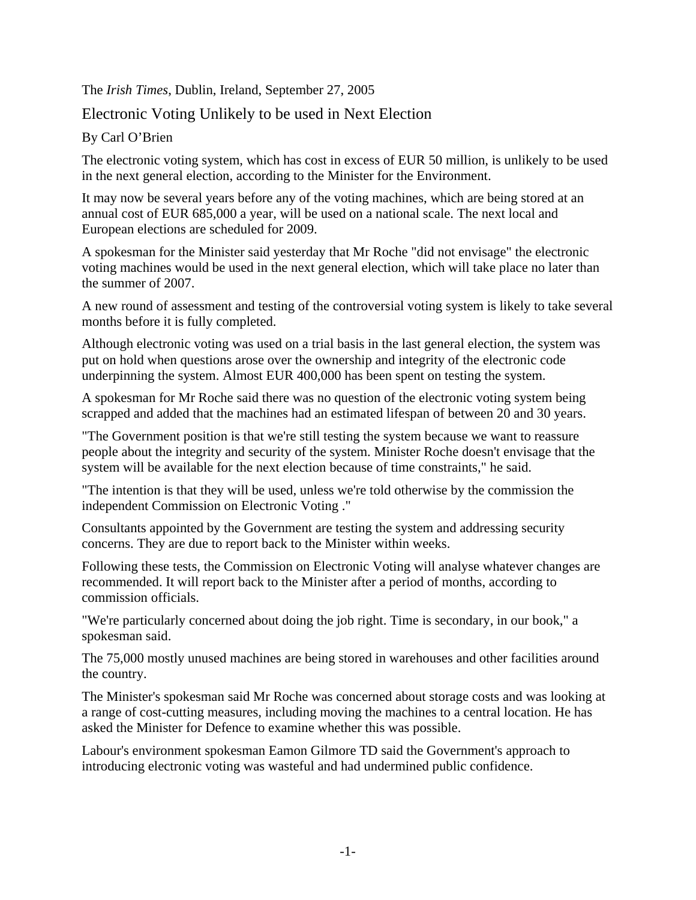The *Irish Times*, Dublin, Ireland, September 27, 2005

## Electronic Voting Unlikely to be used in Next Election

By Carl O'Brien

The electronic voting system, which has cost in excess of EUR 50 million, is unlikely to be used in the next general election, according to the Minister for the Environment.

It may now be several years before any of the voting machines, which are being stored at an annual cost of EUR 685,000 a year, will be used on a national scale. The next local and European elections are scheduled for 2009.

A spokesman for the Minister said yesterday that Mr Roche "did not envisage" the electronic voting machines would be used in the next general election, which will take place no later than the summer of 2007.

A new round of assessment and testing of the controversial voting system is likely to take several months before it is fully completed.

Although electronic voting was used on a trial basis in the last general election, the system was put on hold when questions arose over the ownership and integrity of the electronic code underpinning the system. Almost EUR 400,000 has been spent on testing the system.

A spokesman for Mr Roche said there was no question of the electronic voting system being scrapped and added that the machines had an estimated lifespan of between 20 and 30 years.

"The Government position is that we're still testing the system because we want to reassure people about the integrity and security of the system. Minister Roche doesn't envisage that the system will be available for the next election because of time constraints," he said.

"The intention is that they will be used, unless we're told otherwise by the commission the independent Commission on Electronic Voting ."

Consultants appointed by the Government are testing the system and addressing security concerns. They are due to report back to the Minister within weeks.

Following these tests, the Commission on Electronic Voting will analyse whatever changes are recommended. It will report back to the Minister after a period of months, according to commission officials.

"We're particularly concerned about doing the job right. Time is secondary, in our book," a spokesman said.

The 75,000 mostly unused machines are being stored in warehouses and other facilities around the country.

The Minister's spokesman said Mr Roche was concerned about storage costs and was looking at a range of cost-cutting measures, including moving the machines to a central location. He has asked the Minister for Defence to examine whether this was possible.

Labour's environment spokesman Eamon Gilmore TD said the Government's approach to introducing electronic voting was wasteful and had undermined public confidence.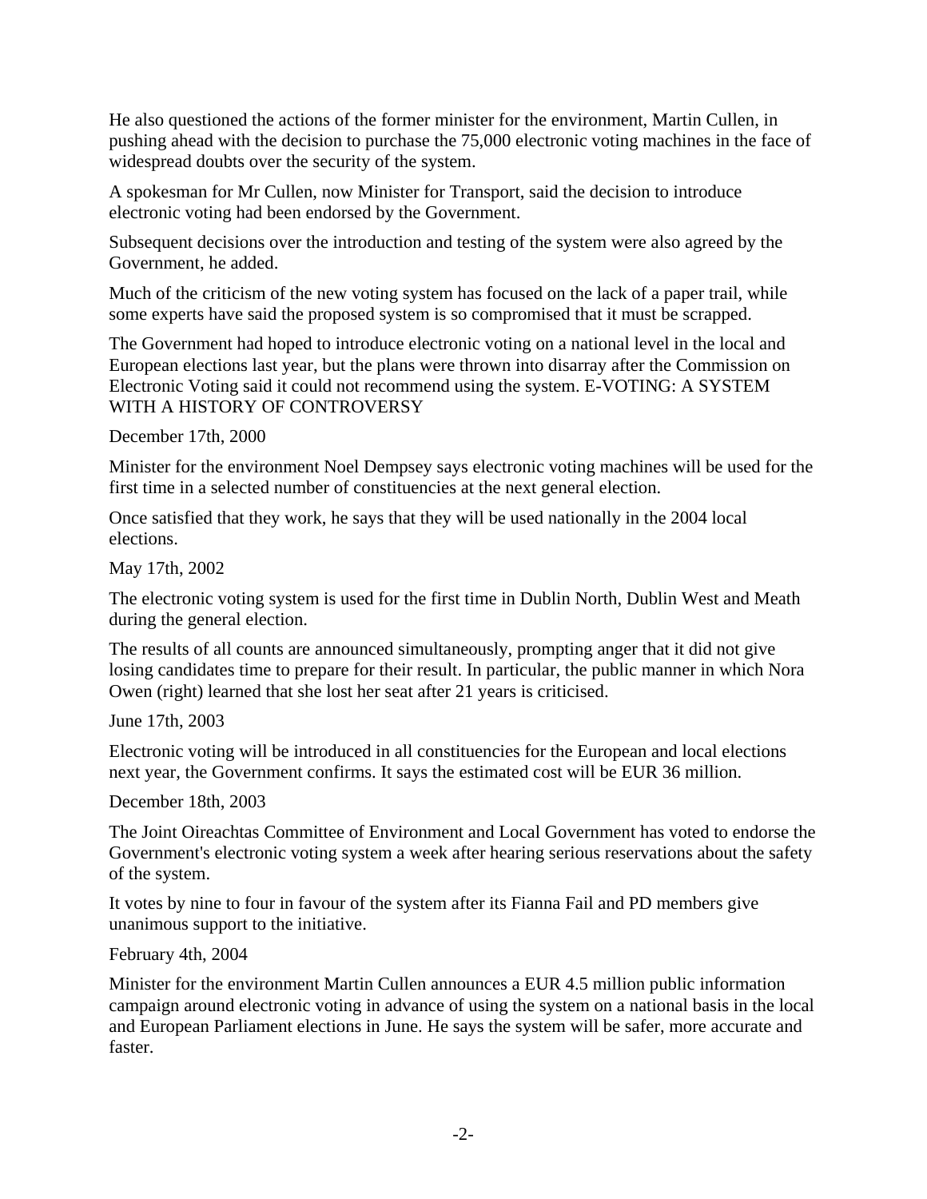He also questioned the actions of the former minister for the environment, Martin Cullen, in pushing ahead with the decision to purchase the 75,000 electronic voting machines in the face of widespread doubts over the security of the system.

A spokesman for Mr Cullen, now Minister for Transport, said the decision to introduce electronic voting had been endorsed by the Government.

Subsequent decisions over the introduction and testing of the system were also agreed by the Government, he added.

Much of the criticism of the new voting system has focused on the lack of a paper trail, while some experts have said the proposed system is so compromised that it must be scrapped.

The Government had hoped to introduce electronic voting on a national level in the local and European elections last year, but the plans were thrown into disarray after the Commission on Electronic Voting said it could not recommend using the system. E-VOTING: A SYSTEM WITH A HISTORY OF CONTROVERSY

December 17th, 2000

Minister for the environment Noel Dempsey says electronic voting machines will be used for the first time in a selected number of constituencies at the next general election.

Once satisfied that they work, he says that they will be used nationally in the 2004 local elections.

May 17th, 2002

The electronic voting system is used for the first time in Dublin North, Dublin West and Meath during the general election.

The results of all counts are announced simultaneously, prompting anger that it did not give losing candidates time to prepare for their result. In particular, the public manner in which Nora Owen (right) learned that she lost her seat after 21 years is criticised.

June 17th, 2003

Electronic voting will be introduced in all constituencies for the European and local elections next year, the Government confirms. It says the estimated cost will be EUR 36 million.

December 18th, 2003

The Joint Oireachtas Committee of Environment and Local Government has voted to endorse the Government's electronic voting system a week after hearing serious reservations about the safety of the system.

It votes by nine to four in favour of the system after its Fianna Fail and PD members give unanimous support to the initiative.

February 4th, 2004

Minister for the environment Martin Cullen announces a EUR 4.5 million public information campaign around electronic voting in advance of using the system on a national basis in the local and European Parliament elections in June. He says the system will be safer, more accurate and faster.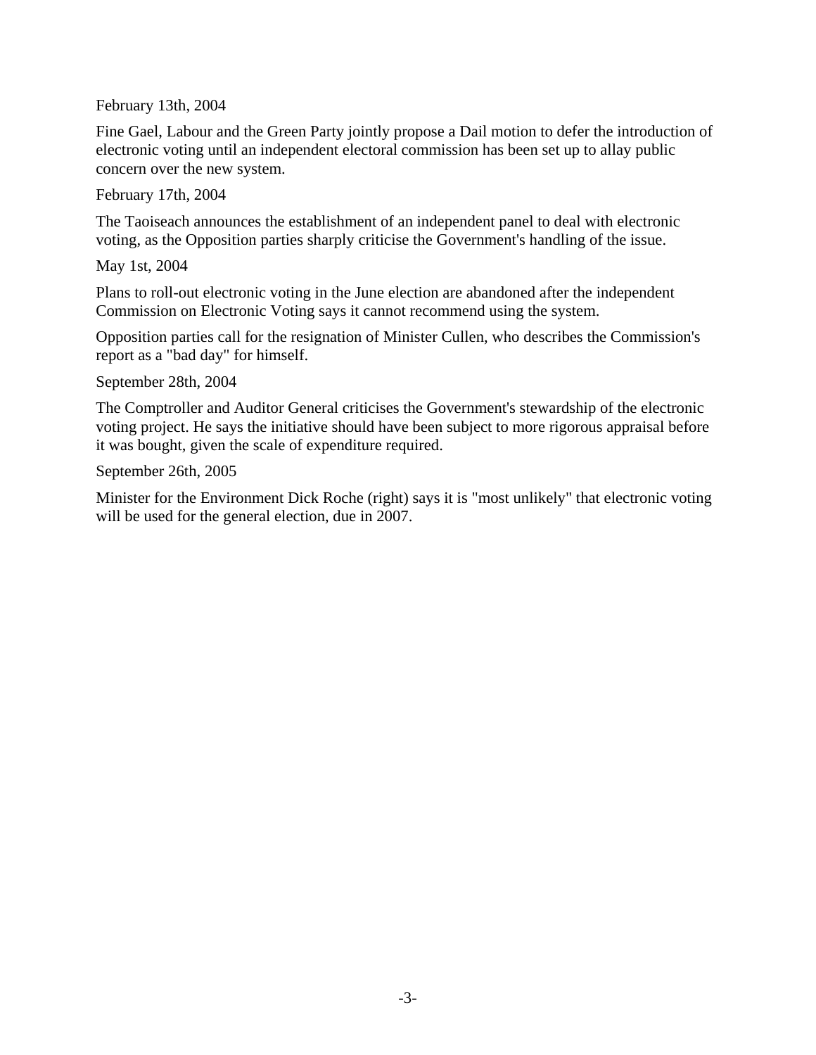February 13th, 2004

Fine Gael, Labour and the Green Party jointly propose a Dail motion to defer the introduction of electronic voting until an independent electoral commission has been set up to allay public concern over the new system.

February 17th, 2004

The Taoiseach announces the establishment of an independent panel to deal with electronic voting, as the Opposition parties sharply criticise the Government's handling of the issue.

May 1st, 2004

Plans to roll-out electronic voting in the June election are abandoned after the independent Commission on Electronic Voting says it cannot recommend using the system.

Opposition parties call for the resignation of Minister Cullen, who describes the Commission's report as a "bad day" for himself.

September 28th, 2004

The Comptroller and Auditor General criticises the Government's stewardship of the electronic voting project. He says the initiative should have been subject to more rigorous appraisal before it was bought, given the scale of expenditure required.

September 26th, 2005

Minister for the Environment Dick Roche (right) says it is "most unlikely" that electronic voting will be used for the general election, due in 2007.